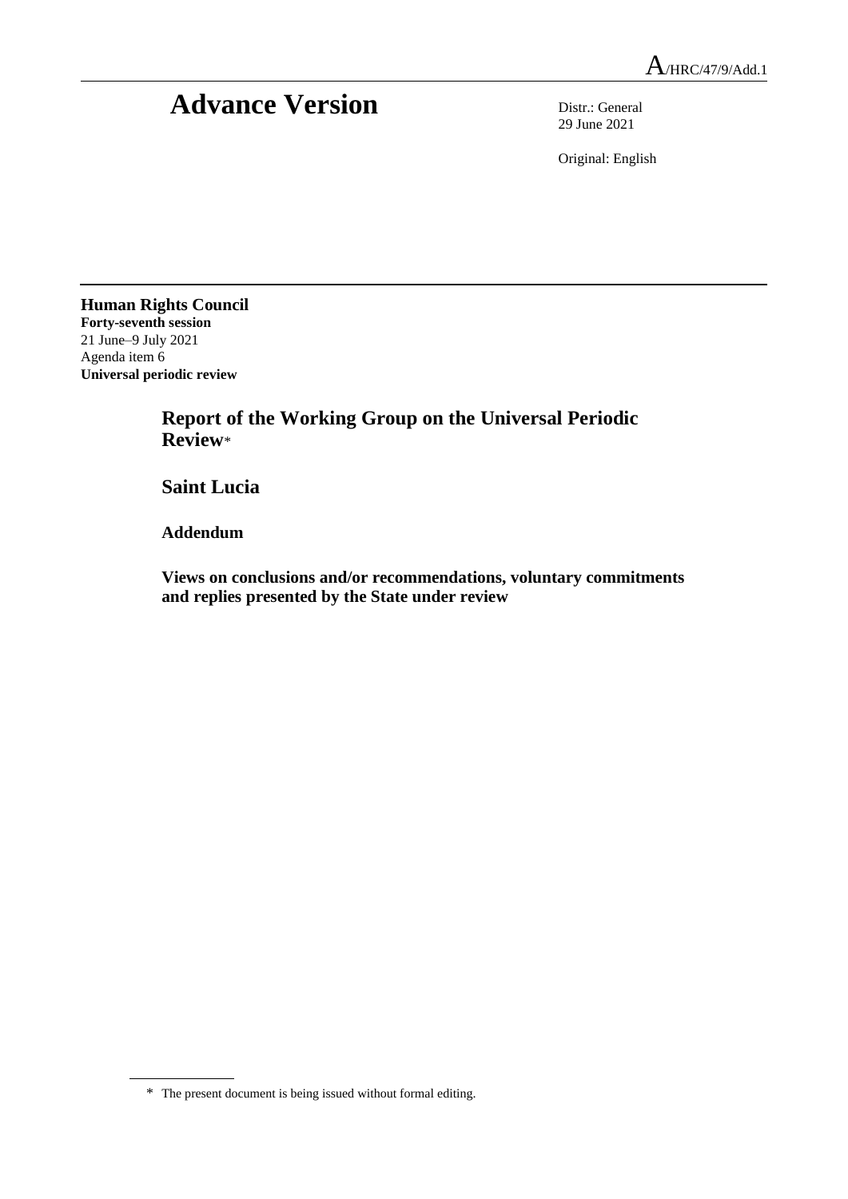A/HRC/47/9/Add.1

# Advance Version

Distr.: General
29 June 2021

Original: English

**Human Rights Council**
**Forty-seventh session**
21 June–9 July 2021
Agenda item 6
**Universal periodic review**

## Report of the Working Group on the Universal Periodic Review*

## Saint Lucia

### Addendum

### Views on conclusions and/or recommendations, voluntary commitments and replies presented by the State under review

* The present document is being issued without formal editing.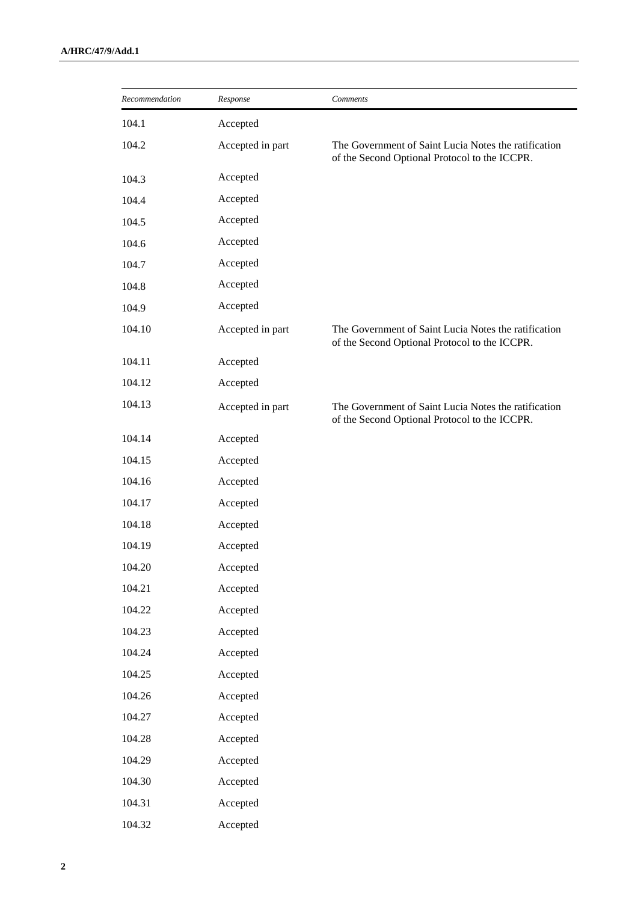| *Recommendation* | *Response* | *Comments* |
|---|---|---|
| 104.1 | Accepted | |
| 104.2 | Accepted in part | The Government of Saint Lucia Notes the ratification of the Second Optional Protocol to the ICCPR. |
| 104.3 | Accepted | |
| 104.4 | Accepted | |
| 104.5 | Accepted | |
| 104.6 | Accepted | |
| 104.7 | Accepted | |
| 104.8 | Accepted | |
| 104.9 | Accepted | |
| 104.10 | Accepted in part | The Government of Saint Lucia Notes the ratification of the Second Optional Protocol to the ICCPR. |
| 104.11 | Accepted | |
| 104.12 | Accepted | |
| 104.13 | Accepted in part | The Government of Saint Lucia Notes the ratification of the Second Optional Protocol to the ICCPR. |
| 104.14 | Accepted | |
| 104.15 | Accepted | |
| 104.16 | Accepted | |
| 104.17 | Accepted | |
| 104.18 | Accepted | |
| 104.19 | Accepted | |
| 104.20 | Accepted | |
| 104.21 | Accepted | |
| 104.22 | Accepted | |
| 104.23 | Accepted | |
| 104.24 | Accepted | |
| 104.25 | Accepted | |
| 104.26 | Accepted | |
| 104.27 | Accepted | |
| 104.28 | Accepted | |
| 104.29 | Accepted | |
| 104.30 | Accepted | |
| 104.31 | Accepted | |
| 104.32 | Accepted | |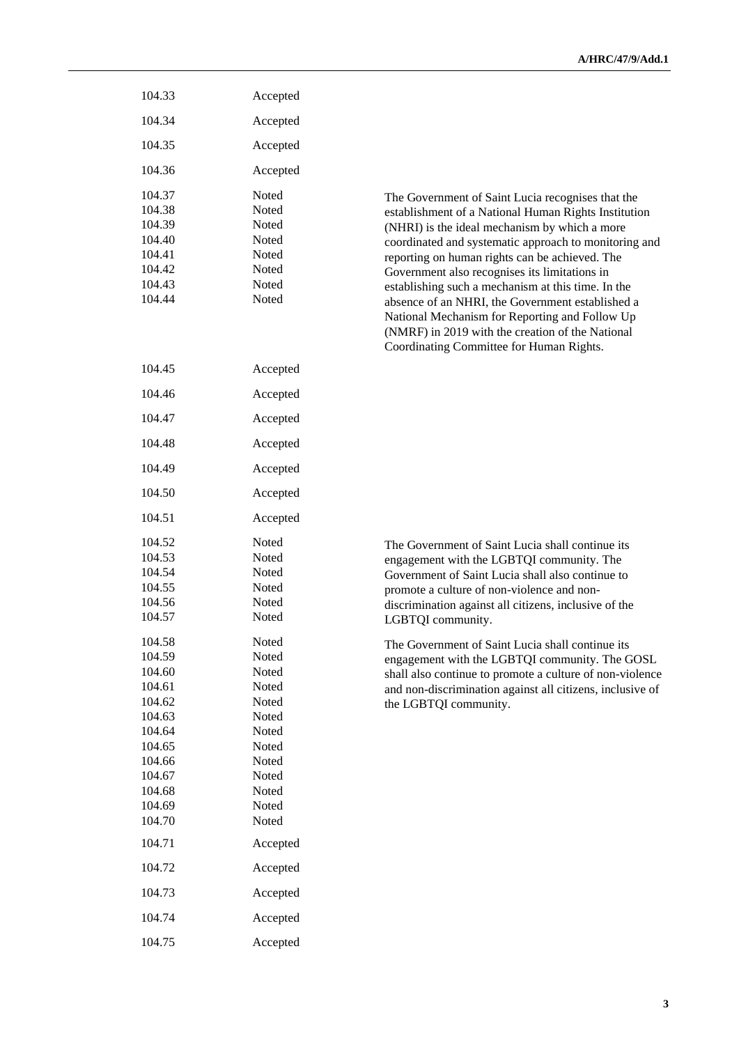| | | |
|---|---|---|
| 104.33 | Accepted | |
| 104.34 | Accepted | |
| 104.35 | Accepted | |
| 104.36 | Accepted | |
| 104.37<br>104.38<br>104.39<br>104.40<br>104.41<br>104.42<br>104.43<br>104.44 | Noted<br>Noted<br>Noted<br>Noted<br>Noted<br>Noted<br>Noted<br>Noted | The Government of Saint Lucia recognises that the establishment of a National Human Rights Institution (NHRI) is the ideal mechanism by which a more coordinated and systematic approach to monitoring and reporting on human rights can be achieved. The Government also recognises its limitations in establishing such a mechanism at this time. In the absence of an NHRI, the Government established a National Mechanism for Reporting and Follow Up (NMRF) in 2019 with the creation of the National Coordinating Committee for Human Rights. |
| 104.45 | Accepted | |
| 104.46 | Accepted | |
| 104.47 | Accepted | |
| 104.48 | Accepted | |
| 104.49 | Accepted | |
| 104.50 | Accepted | |
| 104.51 | Accepted | |
| 104.52<br>104.53<br>104.54<br>104.55<br>104.56<br>104.57 | Noted<br>Noted<br>Noted<br>Noted<br>Noted<br>Noted | The Government of Saint Lucia shall continue its engagement with the LGBTQI community. The Government of Saint Lucia shall also continue to promote a culture of non-violence and non-discrimination against all citizens, inclusive of the LGBTQI community. |
| 104.58<br>104.59<br>104.60<br>104.61<br>104.62<br>104.63<br>104.64<br>104.65<br>104.66<br>104.67<br>104.68<br>104.69<br>104.70 | Noted<br>Noted<br>Noted<br>Noted<br>Noted<br>Noted<br>Noted<br>Noted<br>Noted<br>Noted<br>Noted<br>Noted<br>Noted | The Government of Saint Lucia shall continue its engagement with the LGBTQI community. The GOSL shall also continue to promote a culture of non-violence and non-discrimination against all citizens, inclusive of the LGBTQI community. |
| 104.71 | Accepted | |
| 104.72 | Accepted | |
| 104.73 | Accepted | |
| 104.74 | Accepted | |
| 104.75 | Accepted | |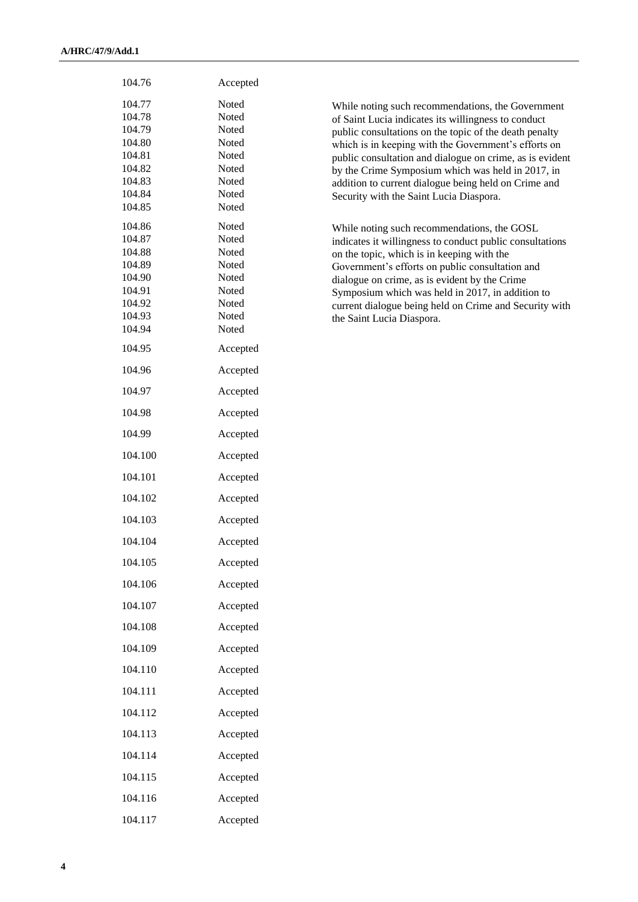| | | |
|---|---|---|
| 104.76 | Accepted | |
| 104.77 | Noted | While noting such recommendations, the Government of Saint Lucia indicates its willingness to conduct public consultations on the topic of the death penalty which is in keeping with the Government's efforts on public consultation and dialogue on crime, as is evident by the Crime Symposium which was held in 2017, in addition to current dialogue being held on Crime and Security with the Saint Lucia Diaspora. |
| 104.78 | Noted | |
| 104.79 | Noted | |
| 104.80 | Noted | |
| 104.81 | Noted | |
| 104.82 | Noted | |
| 104.83 | Noted | |
| 104.84 | Noted | |
| 104.85 | Noted | |
| 104.86 | Noted | While noting such recommendations, the GOSL indicates it willingness to conduct public consultations on the topic, which is in keeping with the Government's efforts on public consultation and dialogue on crime, as is evident by the Crime Symposium which was held in 2017, in addition to current dialogue being held on Crime and Security with the Saint Lucia Diaspora. |
| 104.87 | Noted | |
| 104.88 | Noted | |
| 104.89 | Noted | |
| 104.90 | Noted | |
| 104.91 | Noted | |
| 104.92 | Noted | |
| 104.93 | Noted | |
| 104.94 | Noted | |
| 104.95 | Accepted | |
| 104.96 | Accepted | |
| 104.97 | Accepted | |
| 104.98 | Accepted | |
| 104.99 | Accepted | |
| 104.100 | Accepted | |
| 104.101 | Accepted | |
| 104.102 | Accepted | |
| 104.103 | Accepted | |
| 104.104 | Accepted | |
| 104.105 | Accepted | |
| 104.106 | Accepted | |
| 104.107 | Accepted | |
| 104.108 | Accepted | |
| 104.109 | Accepted | |
| 104.110 | Accepted | |
| 104.111 | Accepted | |
| 104.112 | Accepted | |
| 104.113 | Accepted | |
| 104.114 | Accepted | |
| 104.115 | Accepted | |
| 104.116 | Accepted | |
| 104.117 | Accepted | |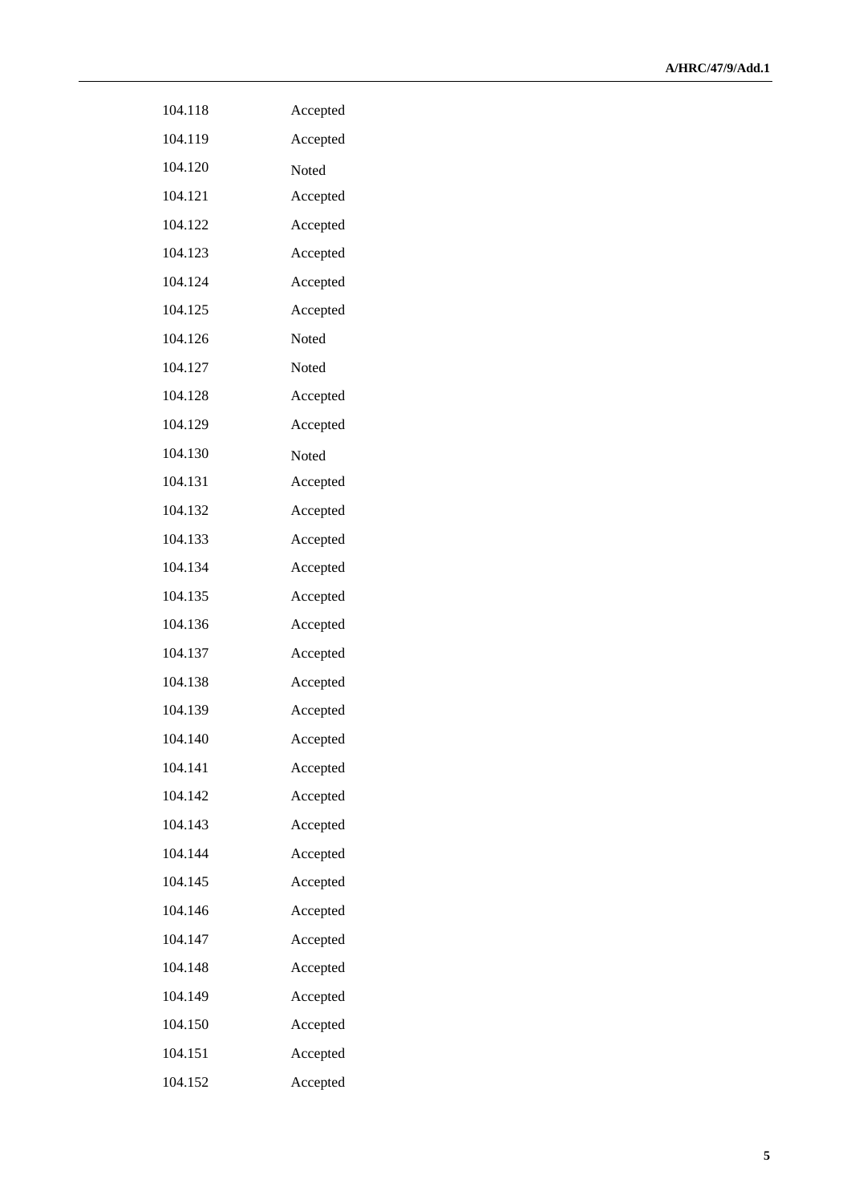| | |
|---|---|
| 104.118 | Accepted |
| 104.119 | Accepted |
| 104.120 | Noted |
| 104.121 | Accepted |
| 104.122 | Accepted |
| 104.123 | Accepted |
| 104.124 | Accepted |
| 104.125 | Accepted |
| 104.126 | Noted |
| 104.127 | Noted |
| 104.128 | Accepted |
| 104.129 | Accepted |
| 104.130 | Noted |
| 104.131 | Accepted |
| 104.132 | Accepted |
| 104.133 | Accepted |
| 104.134 | Accepted |
| 104.135 | Accepted |
| 104.136 | Accepted |
| 104.137 | Accepted |
| 104.138 | Accepted |
| 104.139 | Accepted |
| 104.140 | Accepted |
| 104.141 | Accepted |
| 104.142 | Accepted |
| 104.143 | Accepted |
| 104.144 | Accepted |
| 104.145 | Accepted |
| 104.146 | Accepted |
| 104.147 | Accepted |
| 104.148 | Accepted |
| 104.149 | Accepted |
| 104.150 | Accepted |
| 104.151 | Accepted |
| 104.152 | Accepted |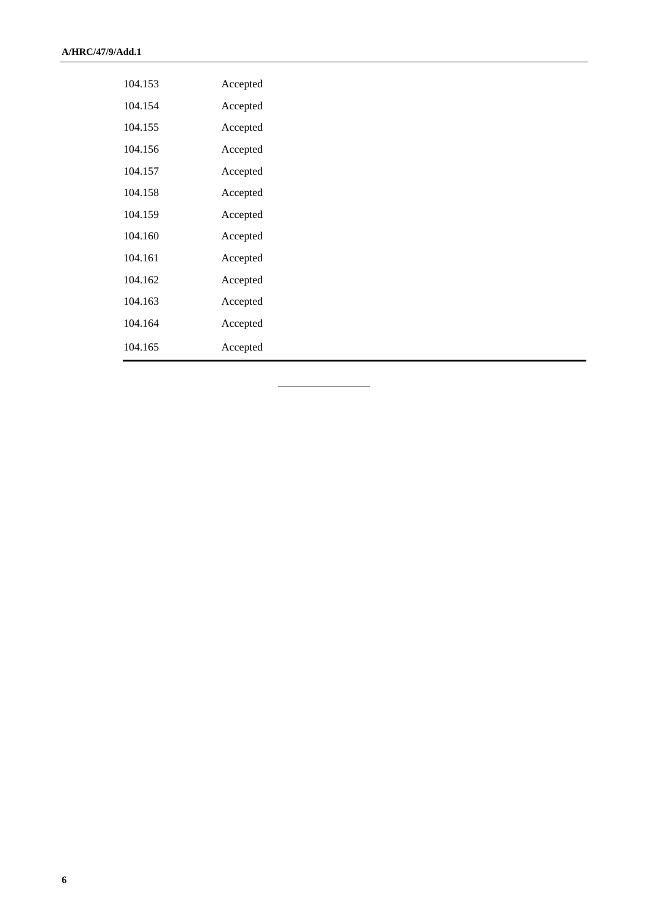| | |
|---|---|
| 104.153 | Accepted |
| 104.154 | Accepted |
| 104.155 | Accepted |
| 104.156 | Accepted |
| 104.157 | Accepted |
| 104.158 | Accepted |
| 104.159 | Accepted |
| 104.160 | Accepted |
| 104.161 | Accepted |
| 104.162 | Accepted |
| 104.163 | Accepted |
| 104.164 | Accepted |
| 104.165 | Accepted |